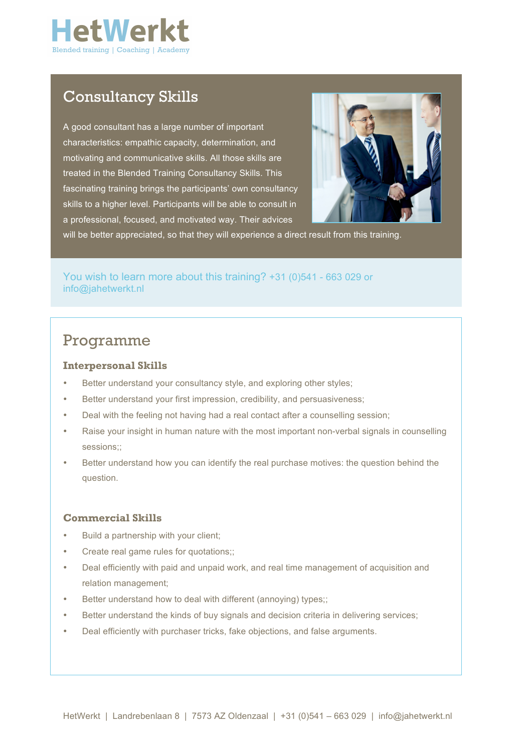# HetWerkt

Blended training | Coaching | Academy

## Consultancy Skills

A good consultant has a large number of important characteristics: empathic capacity, determination, and motivating and communicative skills. All those skills are treated in the Blended Training Consultancy Skills. This fascinating training brings the participants' own consultancy skills to a higher level. Participants will be able to consult in a professional, focused, and motivated way. Their advices will be better appreciated, so that they will experience a direct result from this training.

You wish to learn more about this training? +31 (0)541 - 663 029 or info@jahetwerkt.nl

## Programme

### Interpersonal Skills

- Better understand your consultancy style, and exploring other styles;
- Better understand your first impression, credibility, and persuasiveness;
- Deal with the feeling not having had a real contact after a counselling session;
- Raise your insight in human nature with the most important non-verbal signals in counselling sessions;;
- Better understand how you can identify the real purchase motives: the question behind the question.

### Commercial Skills

- Build a partnership with your client;
- Create real game rules for quotations;;
- Deal efficiently with paid and unpaid work, and real time management of acquisition and relation management;
- Better understand how to deal with different (annoying) types;;
- Better understand the kinds of buy signals and decision criteria in delivering services;
- Deal efficiently with purchaser tricks, fake objections, and false arguments.

HetWerkt | Landrebenlaan 8 | 7573 AZ Oldenzaal | +31 (0)541 – 663 029 | info@jahetwerkt.nl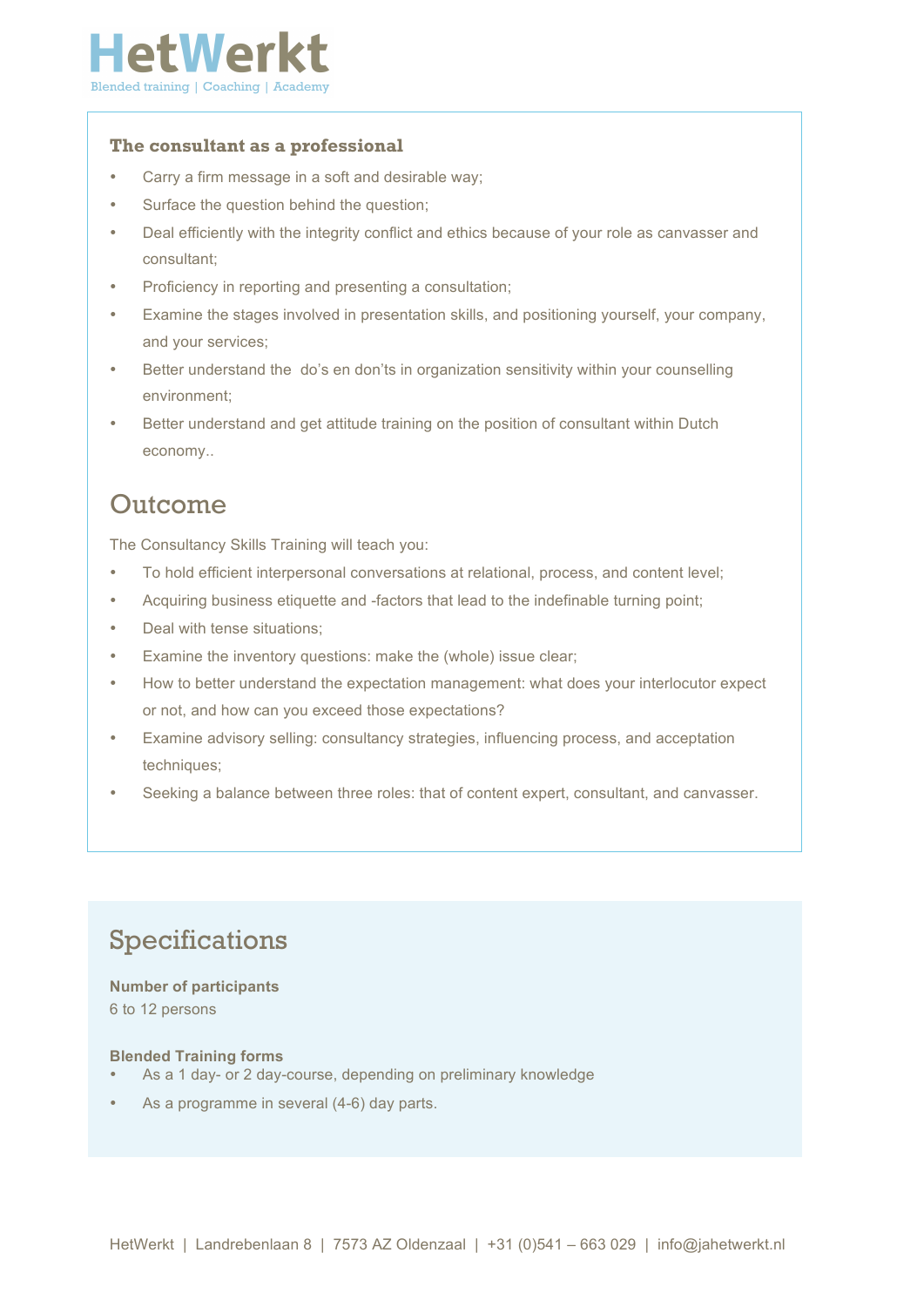### The consultant as a professional

- Carry a firm message in a soft and desirable way;
- Surface the question behind the question;
- Deal efficiently with the integrity conflict and ethics because of your role as canvasser and consultant;
- Proficiency in reporting and presenting a consultation;
- Examine the stages involved in presentation skills, and positioning yourself, your company, and your services;
- Better understand the  do's en don'ts in organization sensitivity within your counselling environment;
- Better understand and get attitude training on the position of consultant within Dutch economy..

## Outcome

The Consultancy Skills Training will teach you:

- To hold efficient interpersonal conversations at relational, process, and content level;
- Acquiring business etiquette and -factors that lead to the indefinable turning point;
- Deal with tense situations;
- Examine the inventory questions: make the (whole) issue clear;
- How to better understand the expectation management: what does your interlocutor expect or not, and how can you exceed those expectations?
- Examine advisory selling: consultancy strategies, influencing process, and acceptation techniques;
- Seeking a balance between three roles: that of content expert, consultant, and canvasser.

## Specifications

**Number of participants**
6 to 12 persons

**Blended Training forms**

- As a 1 day- or 2 day-course, depending on preliminary knowledge
- As a programme in several (4-6) day parts.

HetWerkt | Landrebenlaan 8 | 7573 AZ Oldenzaal | +31 (0)541 – 663 029 | info@jahetwerkt.nl